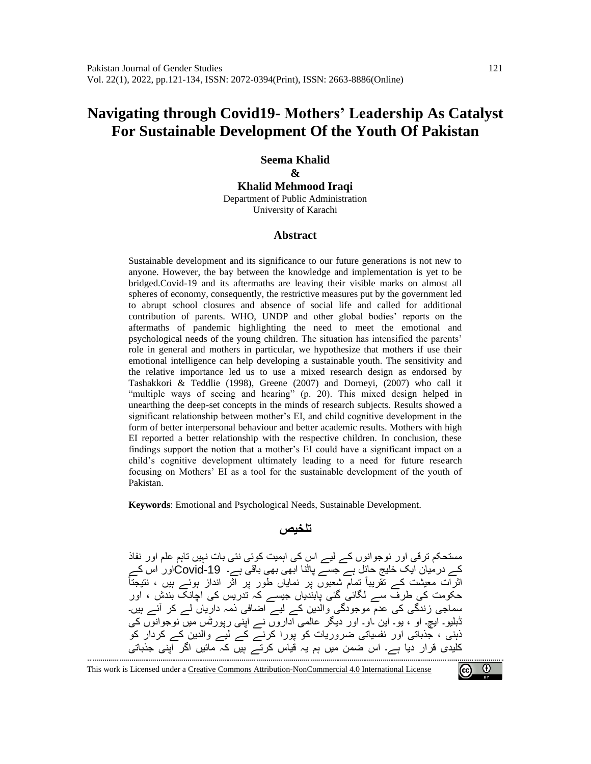# Navigating through Covid19- Mothers' Leadership As Catalyst For Sustainable Development Of the Youth Of Pakistan

**Seema Khalid**
**&**
**Khalid Mehmood Iraqi**
Department of Public Administration
University of Karachi

## Abstract

Sustainable development and its significance to our future generations is not new to anyone. However, the bay between the knowledge and implementation is yet to be bridged.Covid-19 and its aftermaths are leaving their visible marks on almost all spheres of economy, consequently, the restrictive measures put by the government led to abrupt school closures and absence of social life and called for additional contribution of parents. WHO, UNDP and other global bodies' reports on the aftermaths of pandemic highlighting the need to meet the emotional and psychological needs of the young children. The situation has intensified the parents' role in general and mothers in particular, we hypothesize that mothers if use their emotional intelligence can help developing a sustainable youth. The sensitivity and the relative importance led us to use a mixed research design as endorsed by Tashakkori & Teddlie (1998), Greene (2007) and Dorneyi, (2007) who call it "multiple ways of seeing and hearing" (p. 20). This mixed design helped in unearthing the deep-set concepts in the minds of research subjects. Results showed a significant relationship between mother's EI, and child cognitive development in the form of better interpersonal behaviour and better academic results. Mothers with high EI reported a better relationship with the respective children. In conclusion, these findings support the notion that a mother's EI could have a significant impact on a child's cognitive development ultimately leading to a need for future research focusing on Mothers' EI as a tool for the sustainable development of the youth of Pakistan.

**Keywords**: Emotional and Psychological Needs, Sustainable Development.

## تلخیص

مستحکم ترقی اور نوجوانوں کے لیے اس کی اہمیت کوئی نئی بات نہیں تاہم علم اور نفاذ کے درمیان ایک خلیج حائل ہے جسے پاٹنا ابھی بھی باقی ہے۔ Covid-19اور اس کے اثرات معیشت کے تقریباً تمام شعبوں پر نمایاں طور پر اثر انداز ہوئے ہیں ، نتیجتاً حکومت کی طرف سے لگائی گئی پابندیاں جیسے کہ تدریس کی اچانک بندش ، اور سماجی زندگی کی عدم موجودگی والدین کے لیے اضافی ذمہ داریاں لے کر آئے ہیں۔ ڈبلیو۔ ایچ۔ او ، یو۔ این ۔او۔ اور دیگر عالمی اداروں نے اپنی رپورٹس میں نوجوانوں کی ذہنی ، جذباتی اور نفسیاتی ضروریات کو پورا کرنے کے لیے والدین کے کردار کو کلیدی قرار دیا ہے۔ اس ضمن میں ہم یہ قیاس کرتے ہیں کہ مائیں اگر اپنی جذباتی

This work is Licensed under a Creative Commons Attribution-NonCommercial 4.0 International License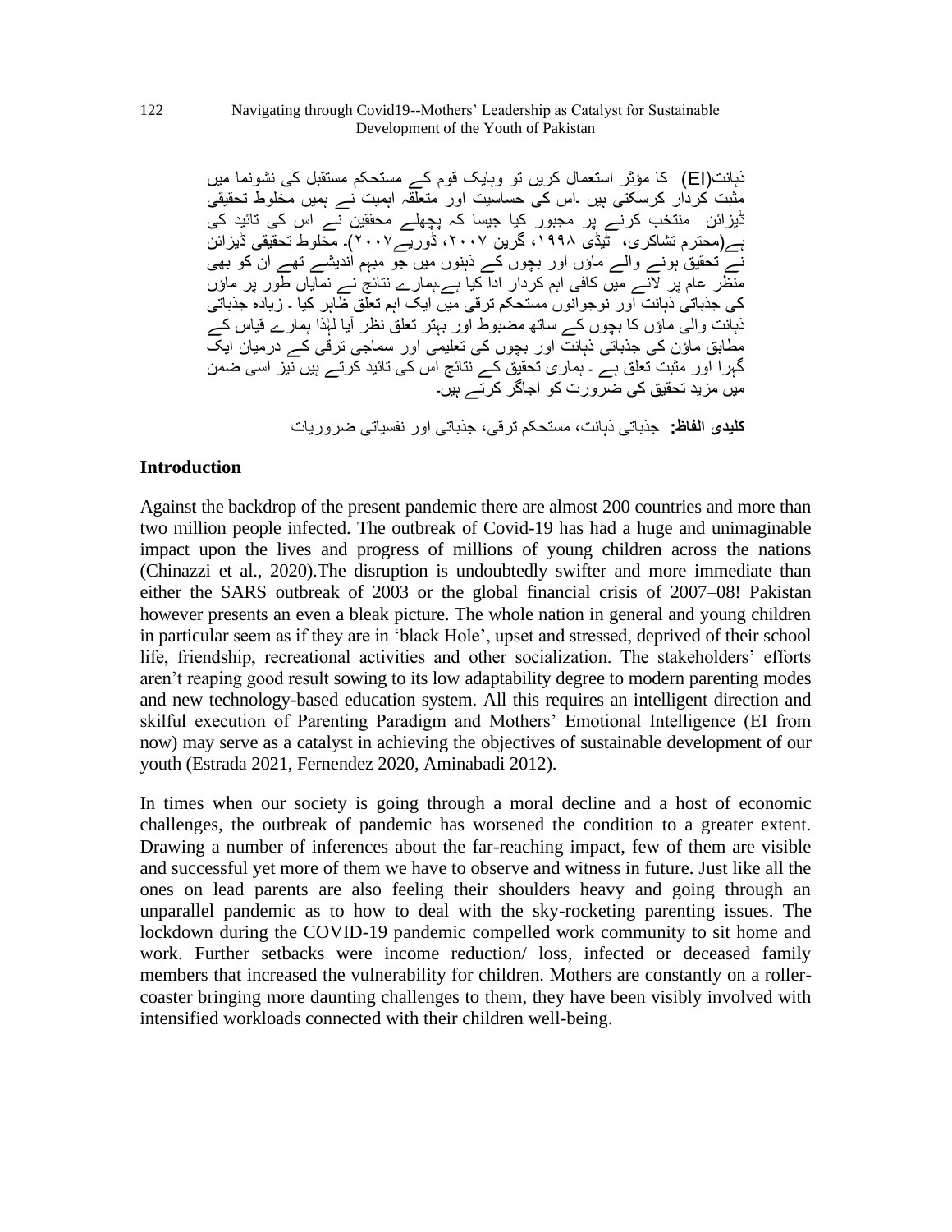ذہانت(EI) کا مؤثر استعمال کریں تو وہایک قوم کے مستحکم مستقبل کی نشونما میں مثبت کردار کرسکتی ہیں ۔اس کی حساسیت اور متعلقہ اہمیت نے ہمیں مخلوط تحقیقی ڈیزائن منتخب کرنے پر مجبور کیا جیسا کہ پچھلے محققین نے اس کی تائید کی ہے(محترم تشاکری، ٹیڈی ۱۹۹۸، گرین ۲۰۰۷، ڈوریے۲۰۰۷)۔ مخلوط تحقیقی ڈیزائن نے تحقیق ہونے والے ماؤں اور بچوں کے ذہنوں میں جو مبہم اندیشے تھے ان کو بھی منظر عام پر لانے میں کافی اہم کردار ادا کیا ہے۔ہمارے نتائج نے نمایاں طور پر ماؤں کی جذباتی ذہانت اور نوجوانوں مستحکم ترقی میں ایک اہم تعلق ظاہر کیا ۔ زیادہ جذباتی ذہانت والی ماؤں کا بچوں کے ساتھ مضبوط اور بہتر تعلق نظر آیا لہٰذا ہمارے قیاس کے مطابق ماؤں کی جذباتی ذہانت اور بچوں کی تعلیمی اور سماجی ترقی کے درمیان ایک گہرا اور مثبت تعلق ہے ۔ ہماری تحقیق کے نتائج اس کی تائید کرتے ہیں نیز اسی ضمن میں مزید تحقیق کی ضرورت کو اجاگر کرتے ہیں۔

**کلیدی الفاظ:** جذباتی ذہانت، مستحکم ترقی، جذباتی اور نفسیاتی ضروریات

## Introduction

Against the backdrop of the present pandemic there are almost 200 countries and more than two million people infected. The outbreak of Covid-19 has had a huge and unimaginable impact upon the lives and progress of millions of young children across the nations (Chinazzi et al., 2020).The disruption is undoubtedly swifter and more immediate than either the SARS outbreak of 2003 or the global financial crisis of 2007–08! Pakistan however presents an even a bleak picture. The whole nation in general and young children in particular seem as if they are in 'black Hole', upset and stressed, deprived of their school life, friendship, recreational activities and other socialization. The stakeholders' efforts aren't reaping good result sowing to its low adaptability degree to modern parenting modes and new technology-based education system. All this requires an intelligent direction and skilful execution of Parenting Paradigm and Mothers' Emotional Intelligence (EI from now) may serve as a catalyst in achieving the objectives of sustainable development of our youth (Estrada 2021, Fernendez 2020, Aminabadi 2012).

In times when our society is going through a moral decline and a host of economic challenges, the outbreak of pandemic has worsened the condition to a greater extent. Drawing a number of inferences about the far-reaching impact, few of them are visible and successful yet more of them we have to observe and witness in future. Just like all the ones on lead parents are also feeling their shoulders heavy and going through an unparallel pandemic as to how to deal with the sky-rocketing parenting issues. The lockdown during the COVID-19 pandemic compelled work community to sit home and work. Further setbacks were income reduction/ loss, infected or deceased family members that increased the vulnerability for children. Mothers are constantly on a roller-coaster bringing more daunting challenges to them, they have been visibly involved with intensified workloads connected with their children well-being.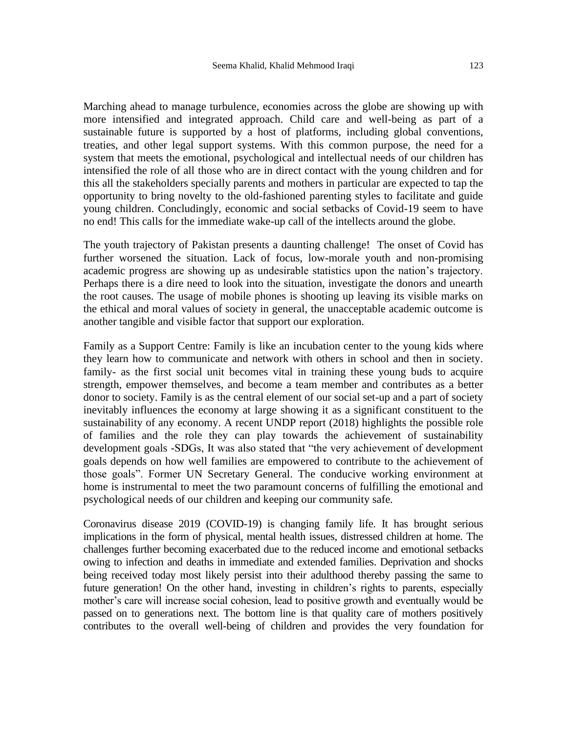Marching ahead to manage turbulence, economies across the globe are showing up with more intensified and integrated approach. Child care and well-being as part of a sustainable future is supported by a host of platforms, including global conventions, treaties, and other legal support systems. With this common purpose, the need for a system that meets the emotional, psychological and intellectual needs of our children has intensified the role of all those who are in direct contact with the young children and for this all the stakeholders specially parents and mothers in particular are expected to tap the opportunity to bring novelty to the old-fashioned parenting styles to facilitate and guide young children. Concludingly, economic and social setbacks of Covid-19 seem to have no end! This calls for the immediate wake-up call of the intellects around the globe.

The youth trajectory of Pakistan presents a daunting challenge! The onset of Covid has further worsened the situation. Lack of focus, low-morale youth and non-promising academic progress are showing up as undesirable statistics upon the nation's trajectory. Perhaps there is a dire need to look into the situation, investigate the donors and unearth the root causes. The usage of mobile phones is shooting up leaving its visible marks on the ethical and moral values of society in general, the unacceptable academic outcome is another tangible and visible factor that support our exploration.

Family as a Support Centre: Family is like an incubation center to the young kids where they learn how to communicate and network with others in school and then in society. family- as the first social unit becomes vital in training these young buds to acquire strength, empower themselves, and become a team member and contributes as a better donor to society. Family is as the central element of our social set-up and a part of society inevitably influences the economy at large showing it as a significant constituent to the sustainability of any economy. A recent UNDP report (2018) highlights the possible role of families and the role they can play towards the achievement of sustainability development goals -SDGs, It was also stated that "the very achievement of development goals depends on how well families are empowered to contribute to the achievement of those goals". Former UN Secretary General. The conducive working environment at home is instrumental to meet the two paramount concerns of fulfilling the emotional and psychological needs of our children and keeping our community safe.

Coronavirus disease 2019 (COVID-19) is changing family life. It has brought serious implications in the form of physical, mental health issues, distressed children at home. The challenges further becoming exacerbated due to the reduced income and emotional setbacks owing to infection and deaths in immediate and extended families. Deprivation and shocks being received today most likely persist into their adulthood thereby passing the same to future generation! On the other hand, investing in children's rights to parents, especially mother's care will increase social cohesion, lead to positive growth and eventually would be passed on to generations next. The bottom line is that quality care of mothers positively contributes to the overall well-being of children and provides the very foundation for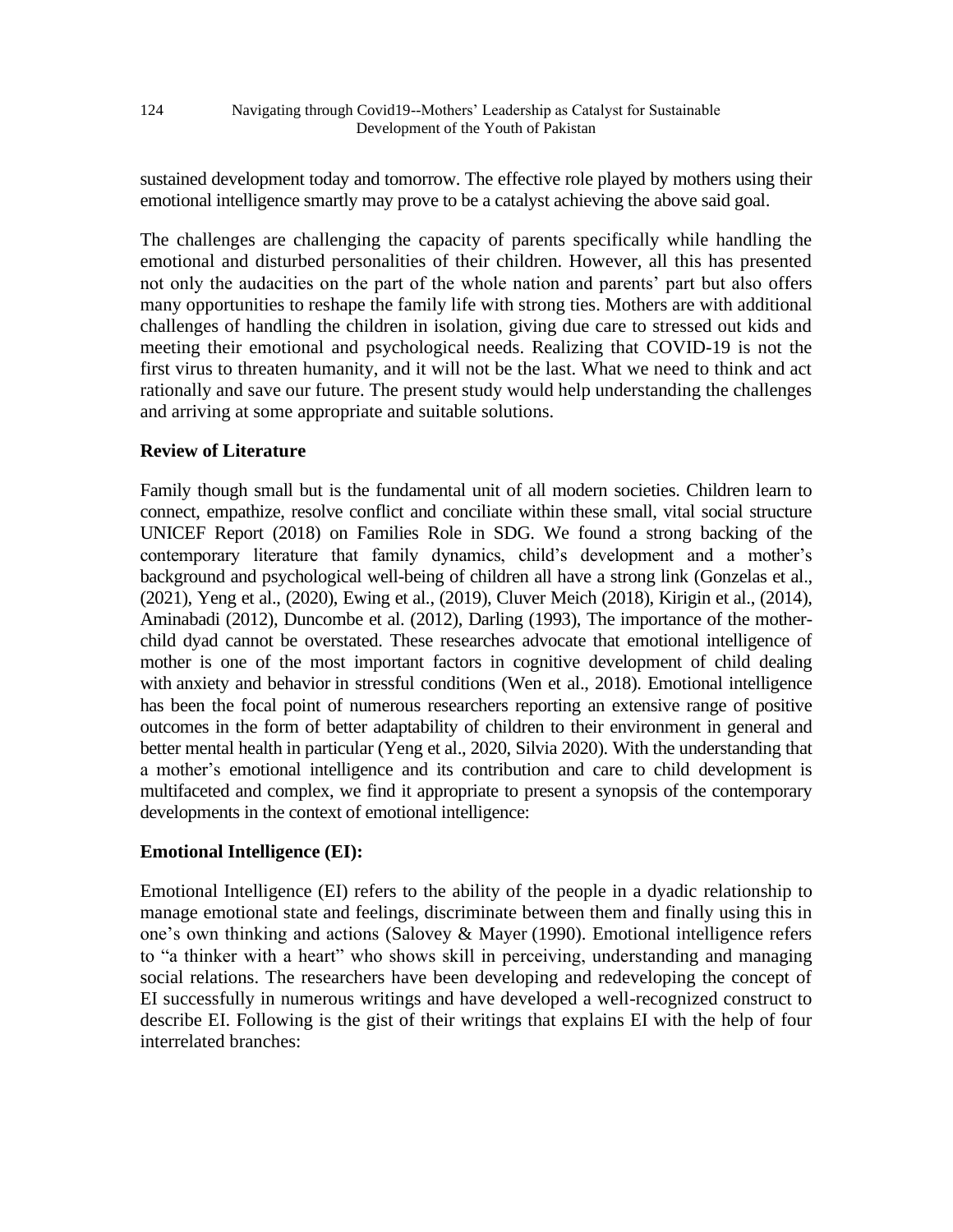sustained development today and tomorrow. The effective role played by mothers using their emotional intelligence smartly may prove to be a catalyst achieving the above said goal.

The challenges are challenging the capacity of parents specifically while handling the emotional and disturbed personalities of their children. However, all this has presented not only the audacities on the part of the whole nation and parents' part but also offers many opportunities to reshape the family life with strong ties. Mothers are with additional challenges of handling the children in isolation, giving due care to stressed out kids and meeting their emotional and psychological needs. Realizing that COVID-19 is not the first virus to threaten humanity, and it will not be the last. What we need to think and act rationally and save our future. The present study would help understanding the challenges and arriving at some appropriate and suitable solutions.

## Review of Literature

Family though small but is the fundamental unit of all modern societies. Children learn to connect, empathize, resolve conflict and conciliate within these small, vital social structure UNICEF Report (2018) on Families Role in SDG. We found a strong backing of the contemporary literature that family dynamics, child's development and a mother's background and psychological well-being of children all have a strong link (Gonzelas et al., (2021), Yeng et al., (2020), Ewing et al., (2019), Cluver Meich (2018), Kirigin et al., (2014), Aminabadi (2012), Duncombe et al. (2012), Darling (1993), The importance of the mother-child dyad cannot be overstated. These researches advocate that emotional intelligence of mother is one of the most important factors in cognitive development of child dealing with anxiety and behavior in stressful conditions (Wen et al., 2018). Emotional intelligence has been the focal point of numerous researchers reporting an extensive range of positive outcomes in the form of better adaptability of children to their environment in general and better mental health in particular (Yeng et al., 2020, Silvia 2020). With the understanding that a mother's emotional intelligence and its contribution and care to child development is multifaceted and complex, we find it appropriate to present a synopsis of the contemporary developments in the context of emotional intelligence:

## Emotional Intelligence (EI):

Emotional Intelligence (EI) refers to the ability of the people in a dyadic relationship to manage emotional state and feelings, discriminate between them and finally using this in one's own thinking and actions (Salovey & Mayer (1990). Emotional intelligence refers to "a thinker with a heart" who shows skill in perceiving, understanding and managing social relations. The researchers have been developing and redeveloping the concept of EI successfully in numerous writings and have developed a well-recognized construct to describe EI. Following is the gist of their writings that explains EI with the help of four interrelated branches: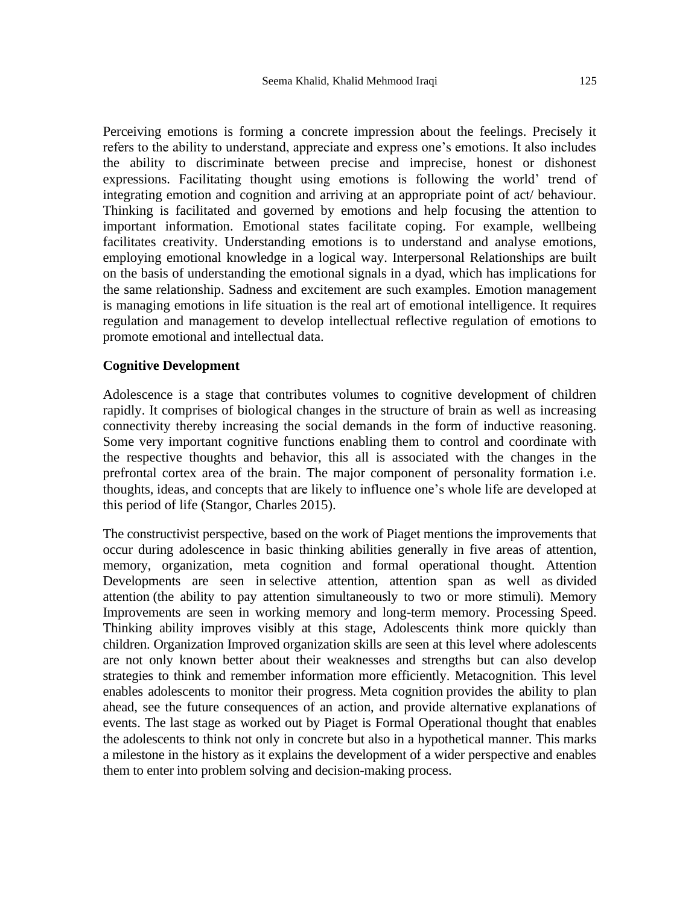Perceiving emotions is forming a concrete impression about the feelings. Precisely it refers to the ability to understand, appreciate and express one's emotions. It also includes the ability to discriminate between precise and imprecise, honest or dishonest expressions. Facilitating thought using emotions is following the world' trend of integrating emotion and cognition and arriving at an appropriate point of act/ behaviour. Thinking is facilitated and governed by emotions and help focusing the attention to important information. Emotional states facilitate coping. For example, wellbeing facilitates creativity. Understanding emotions is to understand and analyse emotions, employing emotional knowledge in a logical way. Interpersonal Relationships are built on the basis of understanding the emotional signals in a dyad, which has implications for the same relationship. Sadness and excitement are such examples. Emotion management is managing emotions in life situation is the real art of emotional intelligence. It requires regulation and management to develop intellectual reflective regulation of emotions to promote emotional and intellectual data.

**Cognitive Development**

Adolescence is a stage that contributes volumes to cognitive development of children rapidly. It comprises of biological changes in the structure of brain as well as increasing connectivity thereby increasing the social demands in the form of inductive reasoning. Some very important cognitive functions enabling them to control and coordinate with the respective thoughts and behavior, this all is associated with the changes in the prefrontal cortex area of the brain. The major component of personality formation i.e. thoughts, ideas, and concepts that are likely to influence one's whole life are developed at this period of life (Stangor, Charles 2015).

The constructivist perspective, based on the work of Piaget mentions the improvements that occur during adolescence in basic thinking abilities generally in five areas of attention, memory, organization, meta cognition and formal operational thought. Attention Developments are seen in selective attention, attention span as well as divided attention (the ability to pay attention simultaneously to two or more stimuli). Memory Improvements are seen in working memory and long-term memory. Processing Speed. Thinking ability improves visibly at this stage, Adolescents think more quickly than children. Organization Improved organization skills are seen at this level where adolescents are not only known better about their weaknesses and strengths but can also develop strategies to think and remember information more efficiently. Metacognition. This level enables adolescents to monitor their progress. Meta cognition provides the ability to plan ahead, see the future consequences of an action, and provide alternative explanations of events. The last stage as worked out by Piaget is Formal Operational thought that enables the adolescents to think not only in concrete but also in a hypothetical manner. This marks a milestone in the history as it explains the development of a wider perspective and enables them to enter into problem solving and decision-making process.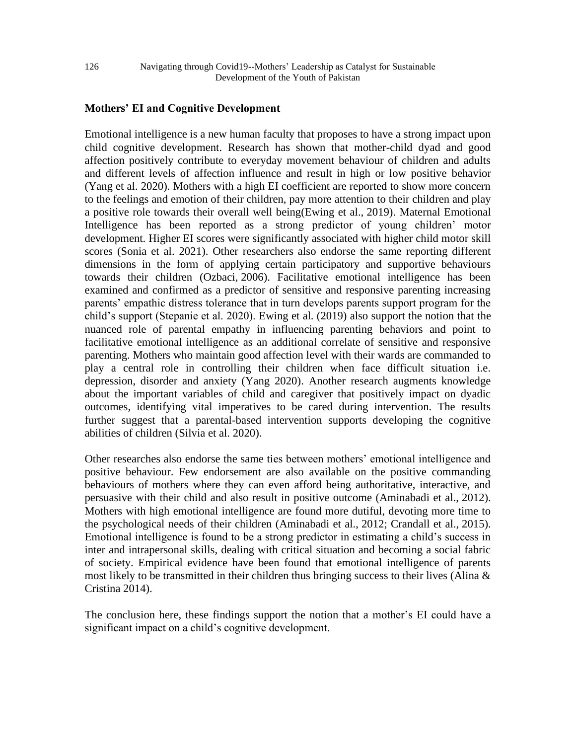## Mothers' EI and Cognitive Development

Emotional intelligence is a new human faculty that proposes to have a strong impact upon child cognitive development. Research has shown that mother-child dyad and good affection positively contribute to everyday movement behaviour of children and adults and different levels of affection influence and result in high or low positive behavior (Yang et al. 2020). Mothers with a high EI coefficient are reported to show more concern to the feelings and emotion of their children, pay more attention to their children and play a positive role towards their overall well being(Ewing et al., 2019). Maternal Emotional Intelligence has been reported as a strong predictor of young children' motor development. Higher EI scores were significantly associated with higher child motor skill scores (Sonia et al. 2021). Other researchers also endorse the same reporting different dimensions in the form of applying certain participatory and supportive behaviours towards their children (Ozbaci, 2006). Facilitative emotional intelligence has been examined and confirmed as a predictor of sensitive and responsive parenting increasing parents' empathic distress tolerance that in turn develops parents support program for the child's support (Stepanie et al. 2020). Ewing et al. (2019) also support the notion that the nuanced role of parental empathy in influencing parenting behaviors and point to facilitative emotional intelligence as an additional correlate of sensitive and responsive parenting. Mothers who maintain good affection level with their wards are commanded to play a central role in controlling their children when face difficult situation i.e. depression, disorder and anxiety (Yang 2020). Another research augments knowledge about the important variables of child and caregiver that positively impact on dyadic outcomes, identifying vital imperatives to be cared during intervention. The results further suggest that a parental-based intervention supports developing the cognitive abilities of children (Silvia et al. 2020).

Other researches also endorse the same ties between mothers' emotional intelligence and positive behaviour. Few endorsement are also available on the positive commanding behaviours of mothers where they can even afford being authoritative, interactive, and persuasive with their child and also result in positive outcome (Aminabadi et al., 2012). Mothers with high emotional intelligence are found more dutiful, devoting more time to the psychological needs of their children (Aminabadi et al., 2012; Crandall et al., 2015). Emotional intelligence is found to be a strong predictor in estimating a child's success in inter and intrapersonal skills, dealing with critical situation and becoming a social fabric of society. Empirical evidence have been found that emotional intelligence of parents most likely to be transmitted in their children thus bringing success to their lives (Alina & Cristina 2014).

The conclusion here, these findings support the notion that a mother's EI could have a significant impact on a child's cognitive development.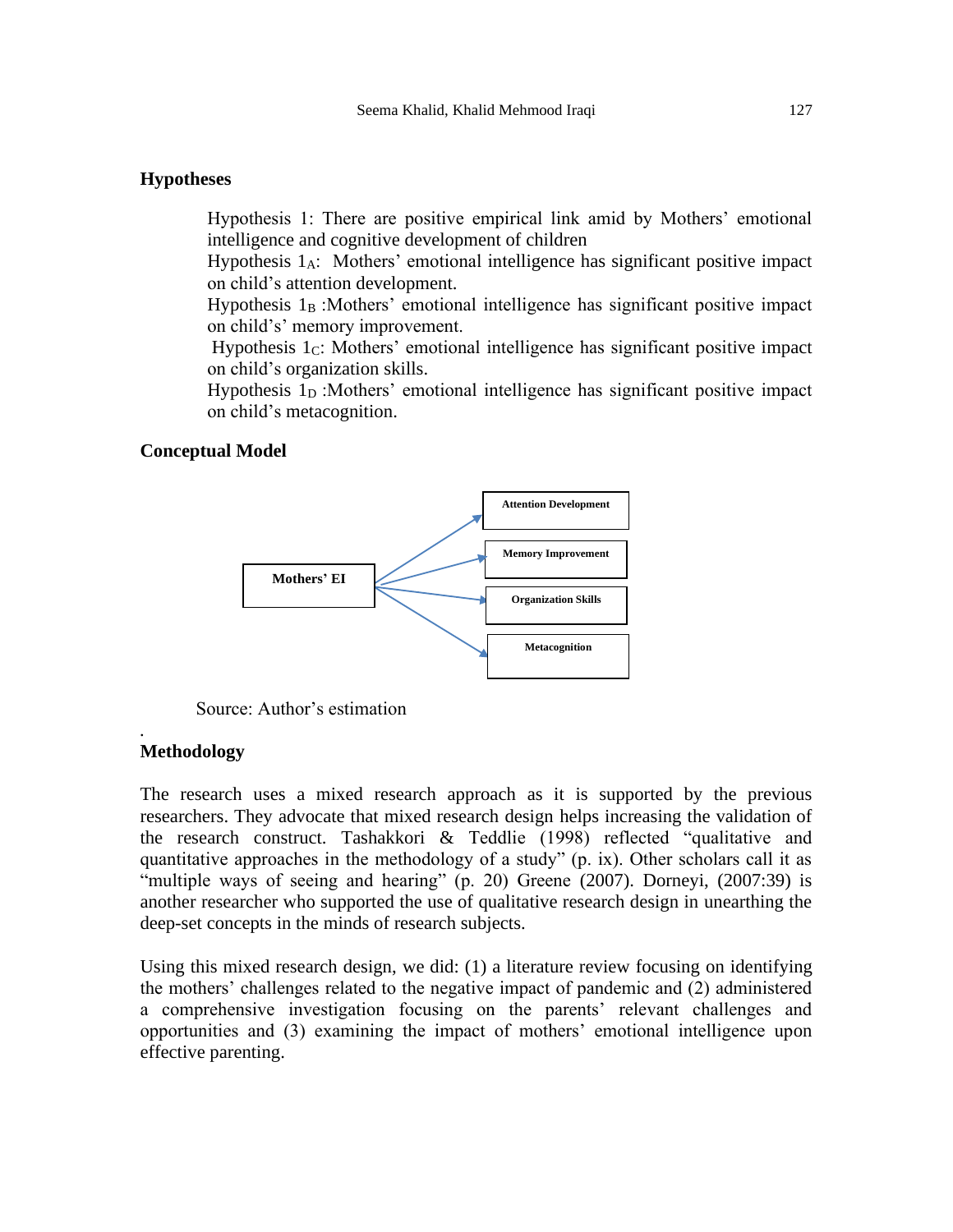## Hypotheses

Hypothesis 1: There are positive empirical link amid by Mothers' emotional intelligence and cognitive development of children

Hypothesis $1_A$: Mothers' emotional intelligence has significant positive impact on child's attention development.

Hypothesis $1_B$ :Mothers' emotional intelligence has significant positive impact on child's' memory improvement.

Hypothesis $1_C$: Mothers' emotional intelligence has significant positive impact on child's organization skills.

Hypothesis $1_D$ :Mothers' emotional intelligence has significant positive impact on child's metacognition.

## Conceptual Model

Mothers' EI → Attention Development

Mothers' EI → Memory Improvement

Mothers' EI → Organization Skills

Mothers' EI → Metacognition

Source: Author's estimation

## Methodology

The research uses a mixed research approach as it is supported by the previous researchers. They advocate that mixed research design helps increasing the validation of the research construct. Tashakkori & Teddlie (1998) reflected "qualitative and quantitative approaches in the methodology of a study" (p. ix). Other scholars call it as "multiple ways of seeing and hearing" (p. 20) Greene (2007). Dorneyi, (2007:39) is another researcher who supported the use of qualitative research design in unearthing the deep-set concepts in the minds of research subjects.

Using this mixed research design, we did: (1) a literature review focusing on identifying the mothers' challenges related to the negative impact of pandemic and (2) administered a comprehensive investigation focusing on the parents' relevant challenges and opportunities and (3) examining the impact of mothers' emotional intelligence upon effective parenting.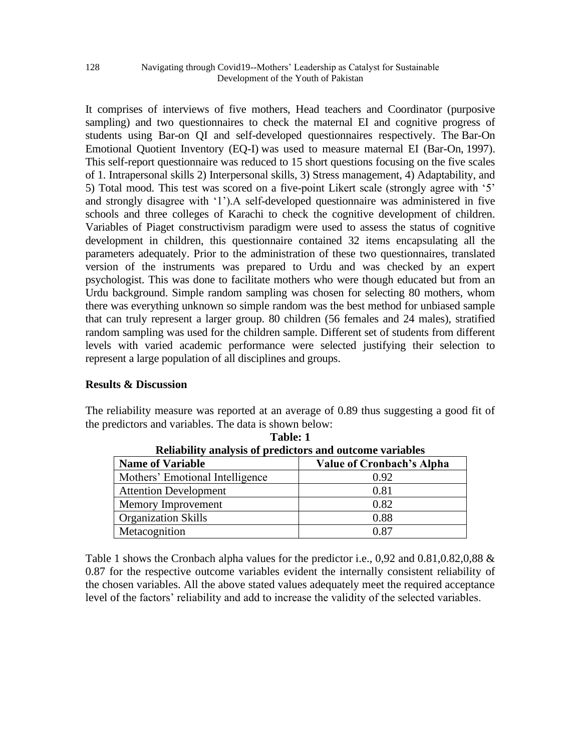It comprises of interviews of five mothers, Head teachers and Coordinator (purposive sampling) and two questionnaires to check the maternal EI and cognitive progress of students using Bar-on QI and self-developed questionnaires respectively. The Bar-On Emotional Quotient Inventory (EQ-I) was used to measure maternal EI (Bar-On, 1997). This self-report questionnaire was reduced to 15 short questions focusing on the five scales of 1. Intrapersonal skills 2) Interpersonal skills, 3) Stress management, 4) Adaptability, and 5) Total mood. This test was scored on a five-point Likert scale (strongly agree with '5' and strongly disagree with '1').A self-developed questionnaire was administered in five schools and three colleges of Karachi to check the cognitive development of children. Variables of Piaget constructivism paradigm were used to assess the status of cognitive development in children, this questionnaire contained 32 items encapsulating all the parameters adequately. Prior to the administration of these two questionnaires, translated version of the instruments was prepared to Urdu and was checked by an expert psychologist. This was done to facilitate mothers who were though educated but from an Urdu background. Simple random sampling was chosen for selecting 80 mothers, whom there was everything unknown so simple random was the best method for unbiased sample that can truly represent a larger group. 80 children (56 females and 24 males), stratified random sampling was used for the children sample. Different set of students from different levels with varied academic performance were selected justifying their selection to represent a large population of all disciplines and groups.

**Results & Discussion**

The reliability measure was reported at an average of 0.89 thus suggesting a good fit of the predictors and variables. The data is shown below:

**Table: 1**
**Reliability analysis of predictors and outcome variables**

| Name of Variable | Value of Cronbach's Alpha |
|---|---|
| Mothers' Emotional Intelligence | 0.92 |
| Attention Development | 0.81 |
| Memory Improvement | 0.82 |
| Organization Skills | 0.88 |
| Metacognition | 0.87 |

Table 1 shows the Cronbach alpha values for the predictor i.e., 0,92 and 0.81,0.82,0,88 & 0.87 for the respective outcome variables evident the internally consistent reliability of the chosen variables. All the above stated values adequately meet the required acceptance level of the factors' reliability and add to increase the validity of the selected variables.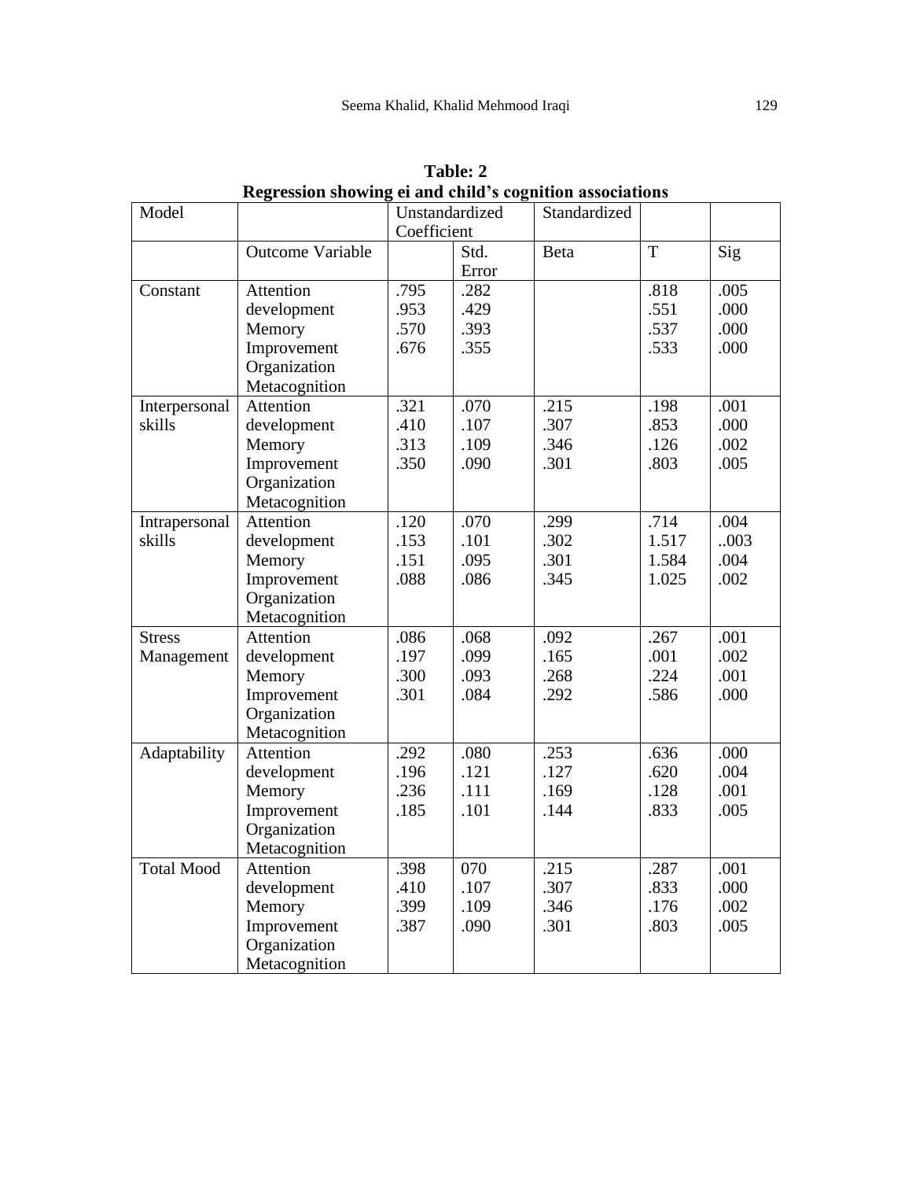**Table: 2**
**Regression showing ei and child's cognition associations**

| Model | | Unstandardized Coefficient | | Standardized | | |
|---|---|---|---|---|---|---|
| | Outcome Variable | | Std. Error | Beta | T | Sig |
| Constant | Attention development Memory Improvement Organization Metacognition | .795 .953 .570 .676 | .282 .429 .393 .355 | | .818 .551 .537 .533 | .005 .000 .000 .000 |
| Interpersonal skills | Attention development Memory Improvement Organization Metacognition | .321 .410 .313 .350 | .070 .107 .109 .090 | .215 .307 .346 .301 | .198 .853 .126 .803 | .001 .000 .002 .005 |
| Intrapersonal skills | Attention development Memory Improvement Organization Metacognition | .120 .153 .151 .088 | .070 .101 .095 .086 | .299 .302 .301 .345 | .714 1.517 1.584 1.025 | .004 ..003 .004 .002 |
| Stress Management | Attention development Memory Improvement Organization Metacognition | .086 .197 .300 .301 | .068 .099 .093 .084 | .092 .165 .268 .292 | .267 .001 .224 .586 | .001 .002 .001 .000 |
| Adaptability | Attention development Memory Improvement Organization Metacognition | .292 .196 .236 .185 | .080 .121 .111 .101 | .253 .127 .169 .144 | .636 .620 .128 .833 | .000 .004 .001 .005 |
| Total Mood | Attention development Memory Improvement Organization Metacognition | .398 .410 .399 .387 | 070 .107 .109 .090 | .215 .307 .346 .301 | .287 .833 .176 .803 | .001 .000 .002 .005 |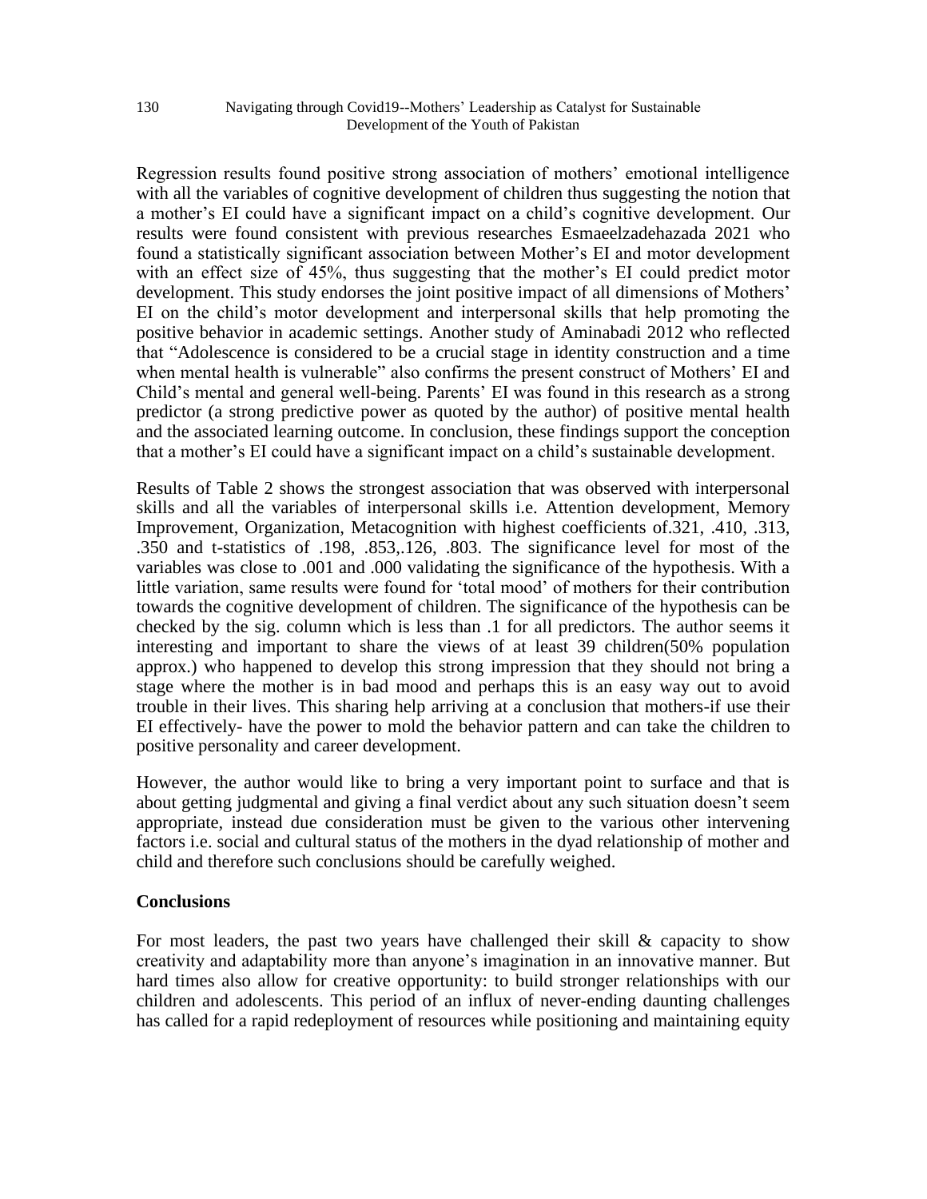Regression results found positive strong association of mothers' emotional intelligence with all the variables of cognitive development of children thus suggesting the notion that a mother's EI could have a significant impact on a child's cognitive development. Our results were found consistent with previous researches Esmaeelzadehazada 2021 who found a statistically significant association between Mother's EI and motor development with an effect size of 45%, thus suggesting that the mother's EI could predict motor development. This study endorses the joint positive impact of all dimensions of Mothers' EI on the child's motor development and interpersonal skills that help promoting the positive behavior in academic settings. Another study of Aminabadi 2012 who reflected that "Adolescence is considered to be a crucial stage in identity construction and a time when mental health is vulnerable" also confirms the present construct of Mothers' EI and Child's mental and general well-being. Parents' EI was found in this research as a strong predictor (a strong predictive power as quoted by the author) of positive mental health and the associated learning outcome. In conclusion, these findings support the conception that a mother's EI could have a significant impact on a child's sustainable development.

Results of Table 2 shows the strongest association that was observed with interpersonal skills and all the variables of interpersonal skills i.e. Attention development, Memory Improvement, Organization, Metacognition with highest coefficients of.321, .410, .313, .350 and t-statistics of .198, .853,.126, .803. The significance level for most of the variables was close to .001 and .000 validating the significance of the hypothesis. With a little variation, same results were found for 'total mood' of mothers for their contribution towards the cognitive development of children. The significance of the hypothesis can be checked by the sig. column which is less than .1 for all predictors. The author seems it interesting and important to share the views of at least 39 children(50% population approx.) who happened to develop this strong impression that they should not bring a stage where the mother is in bad mood and perhaps this is an easy way out to avoid trouble in their lives. This sharing help arriving at a conclusion that mothers-if use their EI effectively- have the power to mold the behavior pattern and can take the children to positive personality and career development.

However, the author would like to bring a very important point to surface and that is about getting judgmental and giving a final verdict about any such situation doesn't seem appropriate, instead due consideration must be given to the various other intervening factors i.e. social and cultural status of the mothers in the dyad relationship of mother and child and therefore such conclusions should be carefully weighed.

## Conclusions

For most leaders, the past two years have challenged their skill & capacity to show creativity and adaptability more than anyone's imagination in an innovative manner. But hard times also allow for creative opportunity: to build stronger relationships with our children and adolescents. This period of an influx of never-ending daunting challenges has called for a rapid redeployment of resources while positioning and maintaining equity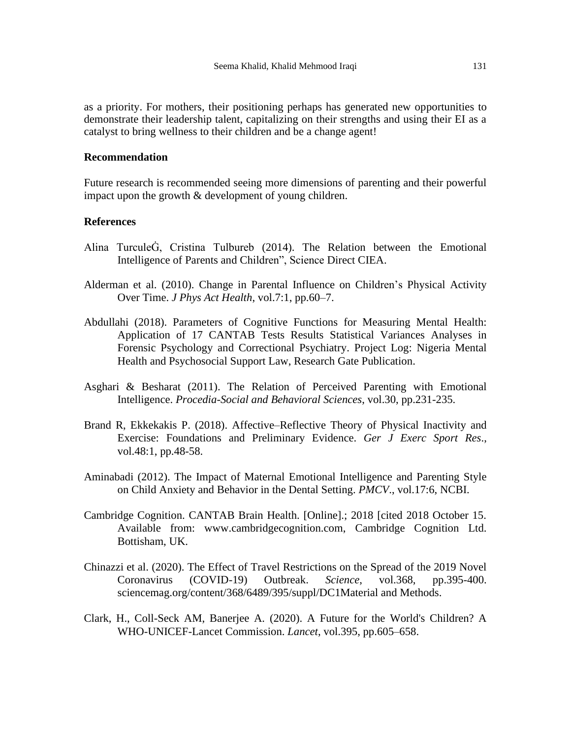as a priority. For mothers, their positioning perhaps has generated new opportunities to demonstrate their leadership talent, capitalizing on their strengths and using their EI as a catalyst to bring wellness to their children and be a change agent!

### Recommendation

Future research is recommended seeing more dimensions of parenting and their powerful impact upon the growth & development of young children.

### References

Alina TurculeĠ, Cristina Tulbureb (2014). The Relation between the Emotional Intelligence of Parents and Children", Science Direct CIEA.

Alderman et al. (2010). Change in Parental Influence on Children's Physical Activity Over Time. *J Phys Act Health*, vol.7:1, pp.60–7.

Abdullahi (2018). Parameters of Cognitive Functions for Measuring Mental Health: Application of 17 CANTAB Tests Results Statistical Variances Analyses in Forensic Psychology and Correctional Psychiatry. Project Log: Nigeria Mental Health and Psychosocial Support Law, Research Gate Publication.

Asghari & Besharat (2011). The Relation of Perceived Parenting with Emotional Intelligence. *Procedia-Social and Behavioral Sciences*, vol.30, pp.231-235.

Brand R, Ekkekakis P. (2018). Affective–Reflective Theory of Physical Inactivity and Exercise: Foundations and Preliminary Evidence. *Ger J Exerc Sport Res*., vol.48:1, pp.48-58.

Aminabadi (2012). The Impact of Maternal Emotional Intelligence and Parenting Style on Child Anxiety and Behavior in the Dental Setting. *PMCV*., vol.17:6, NCBI.

Cambridge Cognition. CANTAB Brain Health. [Online].; 2018 [cited 2018 October 15. Available from: www.cambridgecognition.com, Cambridge Cognition Ltd. Bottisham, UK.

Chinazzi et al. (2020). The Effect of Travel Restrictions on the Spread of the 2019 Novel Coronavirus (COVID-19) Outbreak. *Science*, vol.368, pp.395-400. sciencemag.org/content/368/6489/395/suppl/DC1Material and Methods.

Clark, H., Coll-Seck AM, Banerjee A. (2020). A Future for the World's Children? A WHO-UNICEF-Lancet Commission. *Lancet*, vol.395, pp.605–658.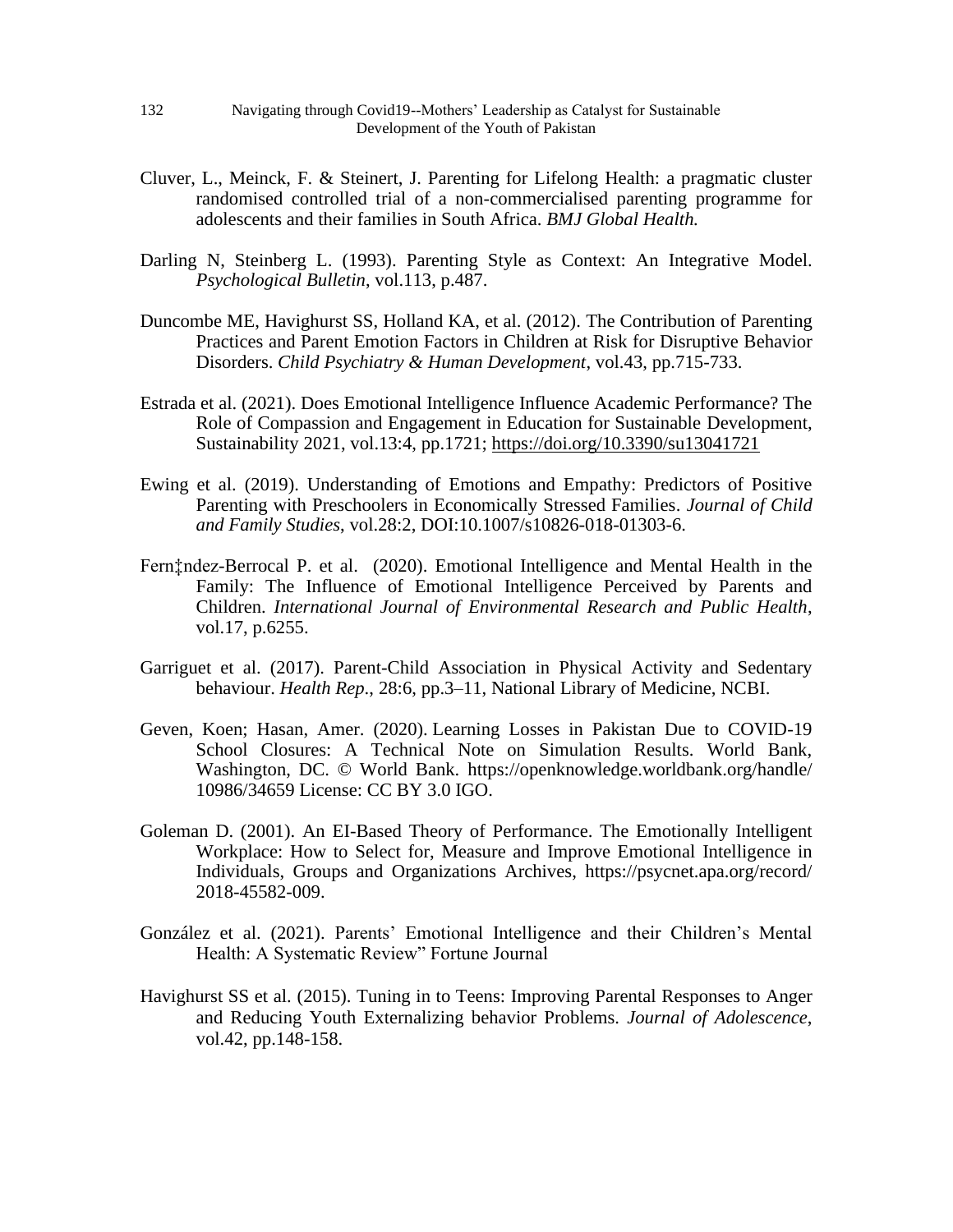Cluver, L., Meinck, F. & Steinert, J. Parenting for Lifelong Health: a pragmatic cluster randomised controlled trial of a non-commercialised parenting programme for adolescents and their families in South Africa. *BMJ Global Health.*

Darling N, Steinberg L. (1993). Parenting Style as Context: An Integrative Model. *Psychological Bulletin*, vol.113, p.487.

Duncombe ME, Havighurst SS, Holland KA, et al. (2012). The Contribution of Parenting Practices and Parent Emotion Factors in Children at Risk for Disruptive Behavior Disorders. *Child Psychiatry & Human Development*, vol.43, pp.715-733.

Estrada et al. (2021). Does Emotional Intelligence Influence Academic Performance? The Role of Compassion and Engagement in Education for Sustainable Development, Sustainability 2021, vol.13:4, pp.1721; https://doi.org/10.3390/su13041721

Ewing et al. (2019). Understanding of Emotions and Empathy: Predictors of Positive Parenting with Preschoolers in Economically Stressed Families. *Journal of Child and Family Studies*, vol.28:2, DOI:10.1007/s10826-018-01303-6.

Fern‡ndez-Berrocal P. et al. (2020). Emotional Intelligence and Mental Health in the Family: The Influence of Emotional Intelligence Perceived by Parents and Children. *International Journal of Environmental Research and Public Health*, vol.17, p.6255.

Garriguet et al. (2017). Parent-Child Association in Physical Activity and Sedentary behaviour. *Health Rep*., 28:6, pp.3–11, National Library of Medicine, NCBI.

Geven, Koen; Hasan, Amer. (2020). Learning Losses in Pakistan Due to COVID-19 School Closures: A Technical Note on Simulation Results. World Bank, Washington, DC. © World Bank. https://openknowledge.worldbank.org/handle/10986/34659 License: CC BY 3.0 IGO.

Goleman D. (2001). An EI-Based Theory of Performance. The Emotionally Intelligent Workplace: How to Select for, Measure and Improve Emotional Intelligence in Individuals, Groups and Organizations Archives, https://psycnet.apa.org/record/2018-45582-009.

González et al. (2021). Parents' Emotional Intelligence and their Children's Mental Health: A Systematic Review" Fortune Journal

Havighurst SS et al. (2015). Tuning in to Teens: Improving Parental Responses to Anger and Reducing Youth Externalizing behavior Problems. *Journal of Adolescence*, vol.42, pp.148-158.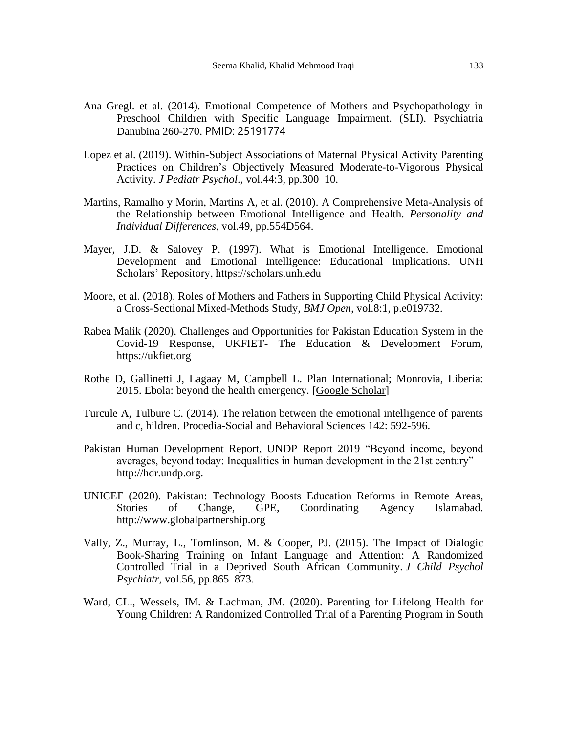Ana Gregl. et al. (2014). Emotional Competence of Mothers and Psychopathology in Preschool Children with Specific Language Impairment. (SLI). Psychiatria Danubina 260-270. PMID: 25191774

Lopez et al. (2019). Within-Subject Associations of Maternal Physical Activity Parenting Practices on Children's Objectively Measured Moderate-to-Vigorous Physical Activity. *J Pediatr Psychol*., vol.44:3, pp.300–10.

Martins, Ramalho y Morin, Martins A, et al. (2010). A Comprehensive Meta-Analysis of the Relationship between Emotional Intelligence and Health. *Personality and Individual Differences*, vol.49, pp.554Ð564.

Mayer, J.D. & Salovey P. (1997). What is Emotional Intelligence. Emotional Development and Emotional Intelligence: Educational Implications. UNH Scholars' Repository, https://scholars.unh.edu

Moore, et al. (2018). Roles of Mothers and Fathers in Supporting Child Physical Activity: a Cross-Sectional Mixed-Methods Study, *BMJ Open*, vol.8:1, p.e019732.

Rabea Malik (2020). Challenges and Opportunities for Pakistan Education System in the Covid-19 Response, UKFIET- The Education & Development Forum, https://ukfiet.org

Rothe D, Gallinetti J, Lagaay M, Campbell L. Plan International; Monrovia, Liberia: 2015. Ebola: beyond the health emergency. [Google Scholar]

Turcule A, Tulbure C. (2014). The relation between the emotional intelligence of parents and c, hildren. Procedia-Social and Behavioral Sciences 142: 592-596.

Pakistan Human Development Report, UNDP Report 2019 "Beyond income, beyond averages, beyond today: Inequalities in human development in the 21st century" http://hdr.undp.org.

UNICEF (2020). Pakistan: Technology Boosts Education Reforms in Remote Areas, Stories of Change, GPE, Coordinating Agency Islamabad. http://www.globalpartnership.org

Vally, Z., Murray, L., Tomlinson, M. & Cooper, PJ. (2015). The Impact of Dialogic Book-Sharing Training on Infant Language and Attention: A Randomized Controlled Trial in a Deprived South African Community. *J Child Psychol Psychiatr*, vol.56, pp.865–873.

Ward, CL., Wessels, IM. & Lachman, JM. (2020). Parenting for Lifelong Health for Young Children: A Randomized Controlled Trial of a Parenting Program in South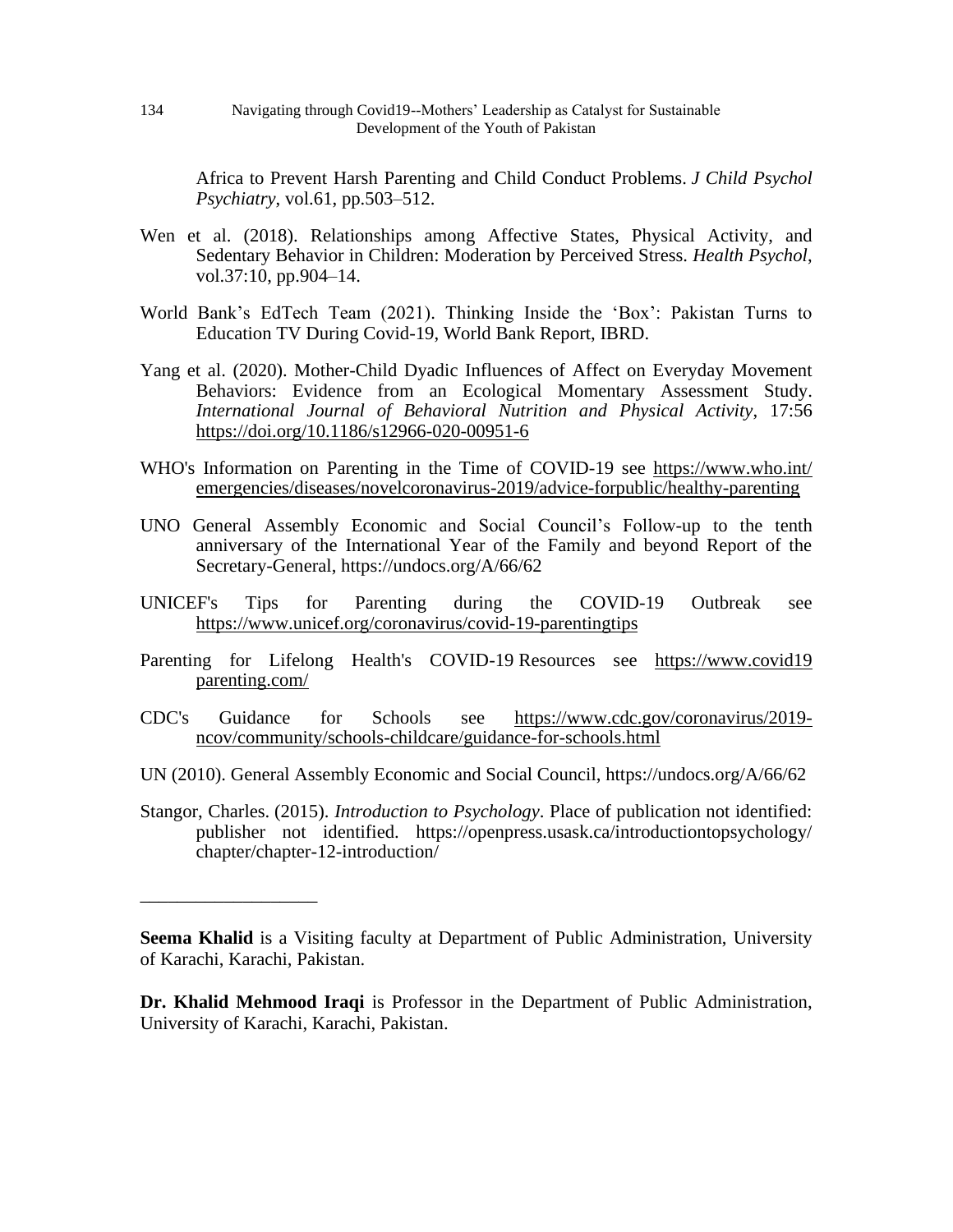Africa to Prevent Harsh Parenting and Child Conduct Problems. *J Child Psychol Psychiatry*, vol.61, pp.503–512.

Wen et al. (2018). Relationships among Affective States, Physical Activity, and Sedentary Behavior in Children: Moderation by Perceived Stress. *Health Psychol*, vol.37:10, pp.904–14.

World Bank's EdTech Team (2021). Thinking Inside the 'Box': Pakistan Turns to Education TV During Covid-19, World Bank Report, IBRD.

Yang et al. (2020). Mother-Child Dyadic Influences of Affect on Everyday Movement Behaviors: Evidence from an Ecological Momentary Assessment Study. *International Journal of Behavioral Nutrition and Physical Activity*, 17:56 https://doi.org/10.1186/s12966-020-00951-6

WHO's Information on Parenting in the Time of COVID-19 see https://www.who.int/emergencies/diseases/novelcoronavirus-2019/advice-forpublic/healthy-parenting

UNO General Assembly Economic and Social Council's Follow-up to the tenth anniversary of the International Year of the Family and beyond Report of the Secretary-General, https://undocs.org/A/66/62

UNICEF's Tips for Parenting during the COVID-19 Outbreak see https://www.unicef.org/coronavirus/covid-19-parentingtips

Parenting for Lifelong Health's COVID-19 Resources see https://www.covid19parenting.com/

CDC's Guidance for Schools see https://www.cdc.gov/coronavirus/2019-ncov/community/schools-childcare/guidance-for-schools.html

UN (2010). General Assembly Economic and Social Council, https://undocs.org/A/66/62

Stangor, Charles. (2015). *Introduction to Psychology*. Place of publication not identified: publisher not identified. https://openpress.usask.ca/introductiontopsychology/chapter/chapter-12-introduction/

---

**Seema Khalid** is a Visiting faculty at Department of Public Administration, University of Karachi, Karachi, Pakistan.

**Dr. Khalid Mehmood Iraqi** is Professor in the Department of Public Administration, University of Karachi, Karachi, Pakistan.